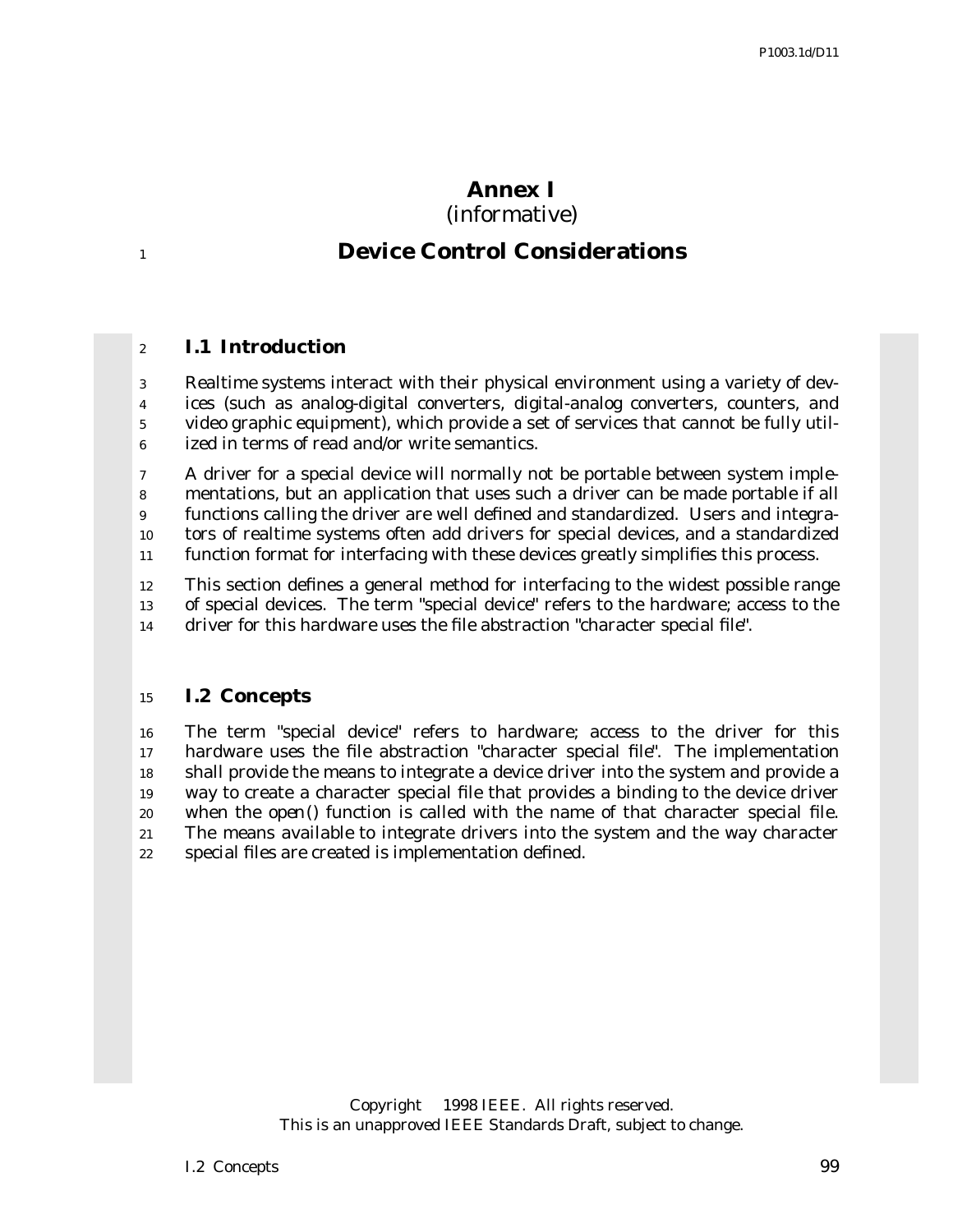# Annex I

(informative)

# Device Control Considerations

## I.1 Introduction

Realtime systems interact with their physical environment using a variety of devices (such as analog-digital converters, digital-analog converters, counters, and video graphic equipment), which provide a set of services that cannot be fully utilized in terms of read and/or write semantics.

A driver for a special device will normally not be portable between system implementations, but an application that uses such a driver can be made portable if all functions calling the driver are well defined and standardized. Users and integrators of realtime systems often add drivers for special devices, and a standardized function format for interfacing with these devices greatly simplifies this process.

This section defines a general method for interfacing to the widest possible range of special devices. The term "special device" refers to the hardware; access to the driver for this hardware uses the file abstraction "character special file".

## I.2 Concepts

The term "special device" refers to hardware; access to the driver for this hardware uses the file abstraction "character special file". The implementation shall provide the means to integrate a device driver into the system and provide a way to create a character special file that provides a binding to the device driver when the *open*() function is called with the name of that character special file. The means available to integrate drivers into the system and the way character special files are created is implementation defined.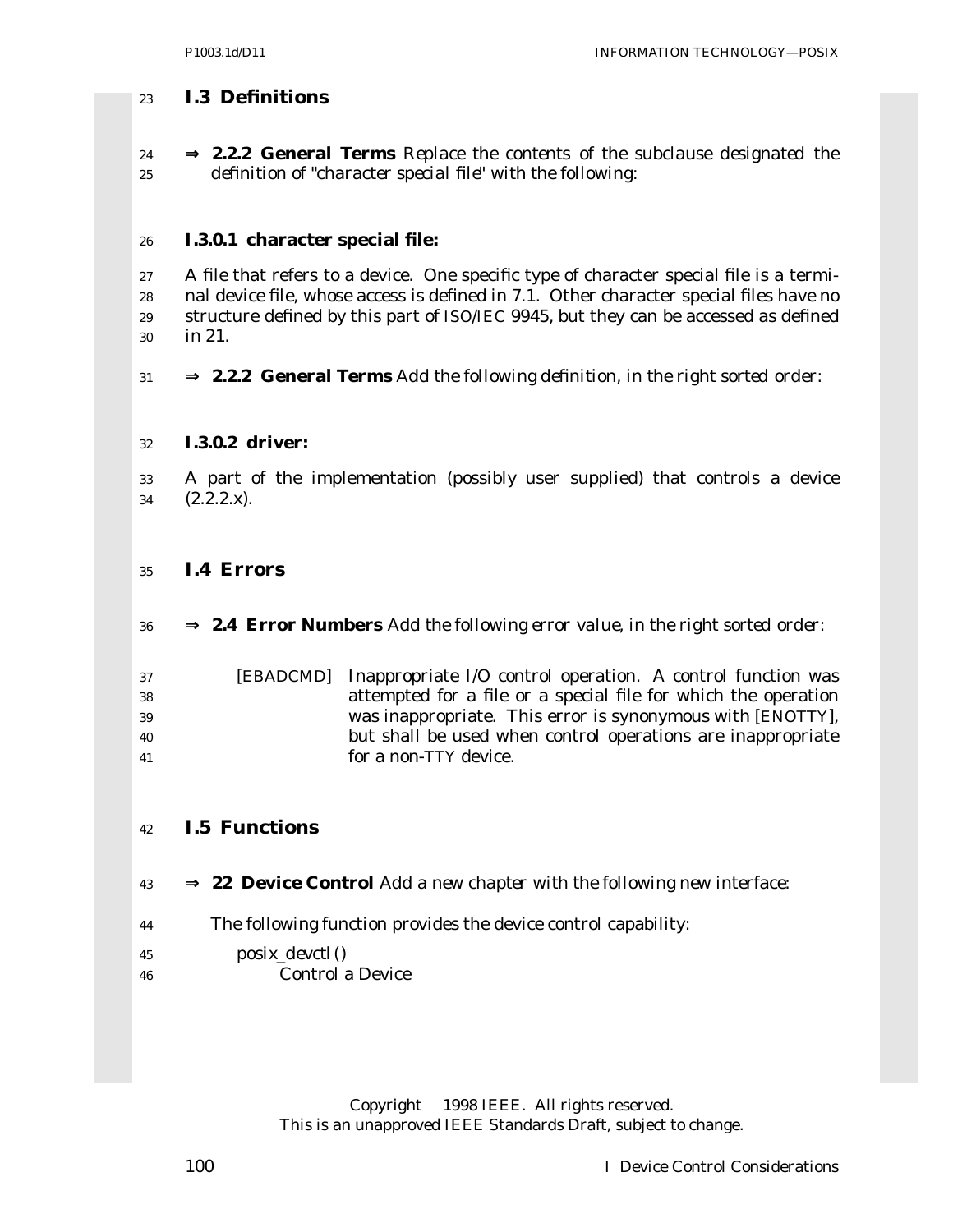## I.3 Definitions

⇒ **2.2.2 General Terms** *Replace the contents of the subclause designated the definition of "character special file" with the following:*

### I.3.0.1 character special file:

A file that refers to a device. One specific type of character special file is a terminal device file, whose access is defined in 7.1. Other character special files have no structure defined by this part of ISO/IEC 9945, but they can be accessed as defined in 21.

⇒ **2.2.2 General Terms** *Add the following definition, in the right sorted order:*

### I.3.0.2 driver:

A part of the implementation (possibly user supplied) that controls a device (2.2.2.x).

## I.4 Errors

⇒ **2.4 Error Numbers** *Add the following error value, in the right sorted order:*

[EBADCMD] Inappropriate I/O control operation. A control function was attempted for a file or a special file for which the operation was inappropriate. This error is synonymous with [ENOTTY], but shall be used when control operations are inappropriate for a non-TTY device.

## I.5 Functions

⇒ **22 Device Control** *Add a new chapter with the following new interface:*

The following function provides the device control capability:

*posix_devctl*()
Control a Device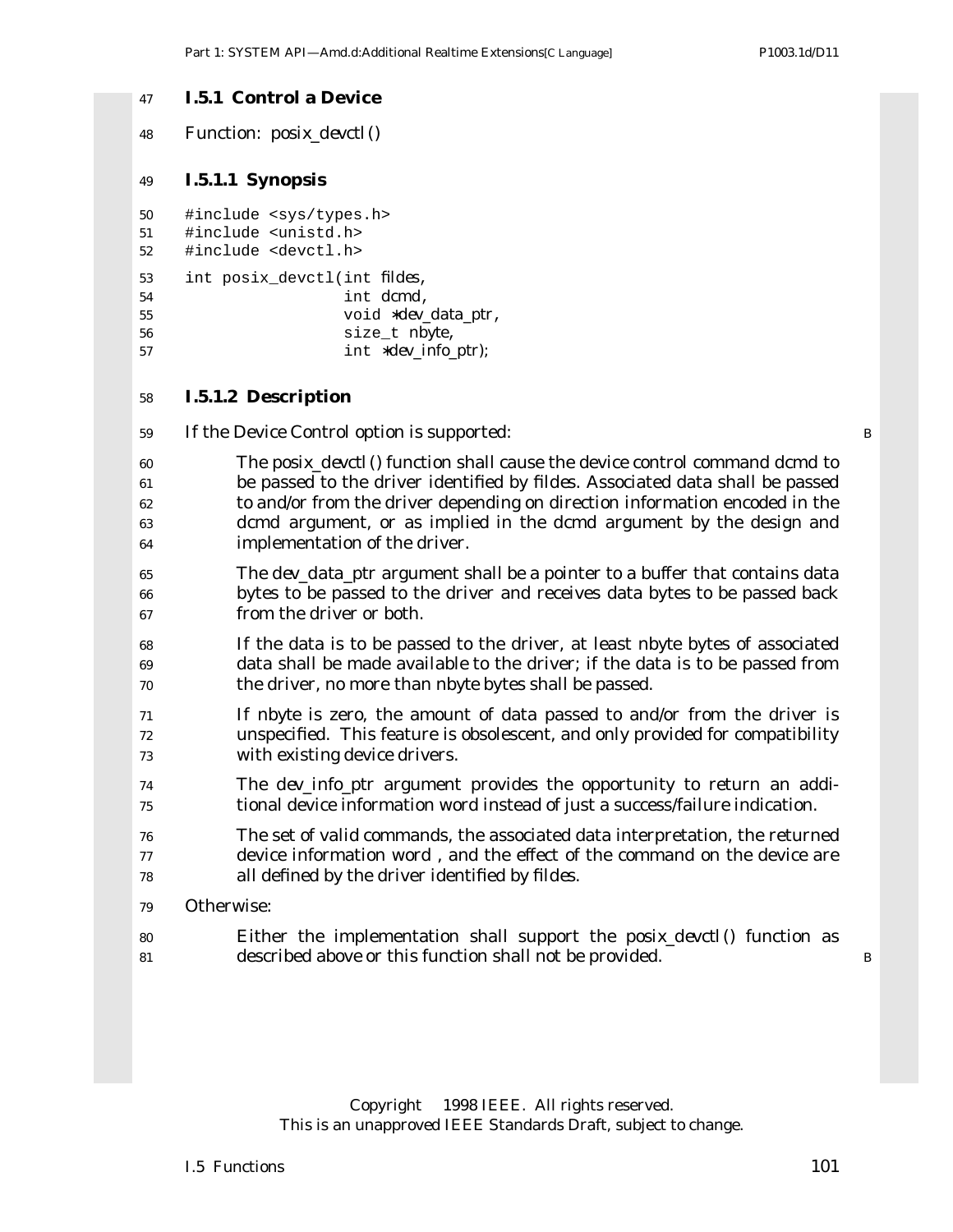### I.5.1 Control a Device

Function: *posix_devctl*()

#### I.5.1.1 Synopsis

```
#include <sys/types.h>
#include <unistd.h>
#include <devctl.h>

int posix_devctl(int fildes,
                 int dcmd,
                 void *dev_data_ptr,
                 size_t nbyte,
                 int *dev_info_ptr);
```

#### I.5.1.2 Description

If the Device Control option is supported:

> The *posix_devctl*() function shall cause the device control command *dcmd* to be passed to the driver identified by *fildes*. Associated data shall be passed to and/or from the driver depending on direction information encoded in the *dcmd* argument, or as implied in the *dcmd* argument by the design and implementation of the driver.
>
> The *dev_data_ptr* argument shall be a pointer to a buffer that contains data bytes to be passed to the driver and receives data bytes to be passed back from the driver or both.
>
> If the data is to be passed to the driver, at least *nbyte* bytes of associated data shall be made available to the driver; if the data is to be passed from the driver, no more than *nbyte* bytes shall be passed.
>
> If *nbyte* is zero, the amount of data passed to and/or from the driver is unspecified. This feature is obsolescent, and only provided for compatibility with existing device drivers.
>
> The *dev_info_ptr* argument provides the opportunity to return an additional device information word instead of just a success/failure indication.
>
> The set of valid commands, the associated data interpretation, the returned device information word , and the effect of the command on the device are all defined by the driver identified by *fildes*.

Otherwise:

> Either the implementation shall support the *posix_devctl*() function as described above or this function shall not be provided.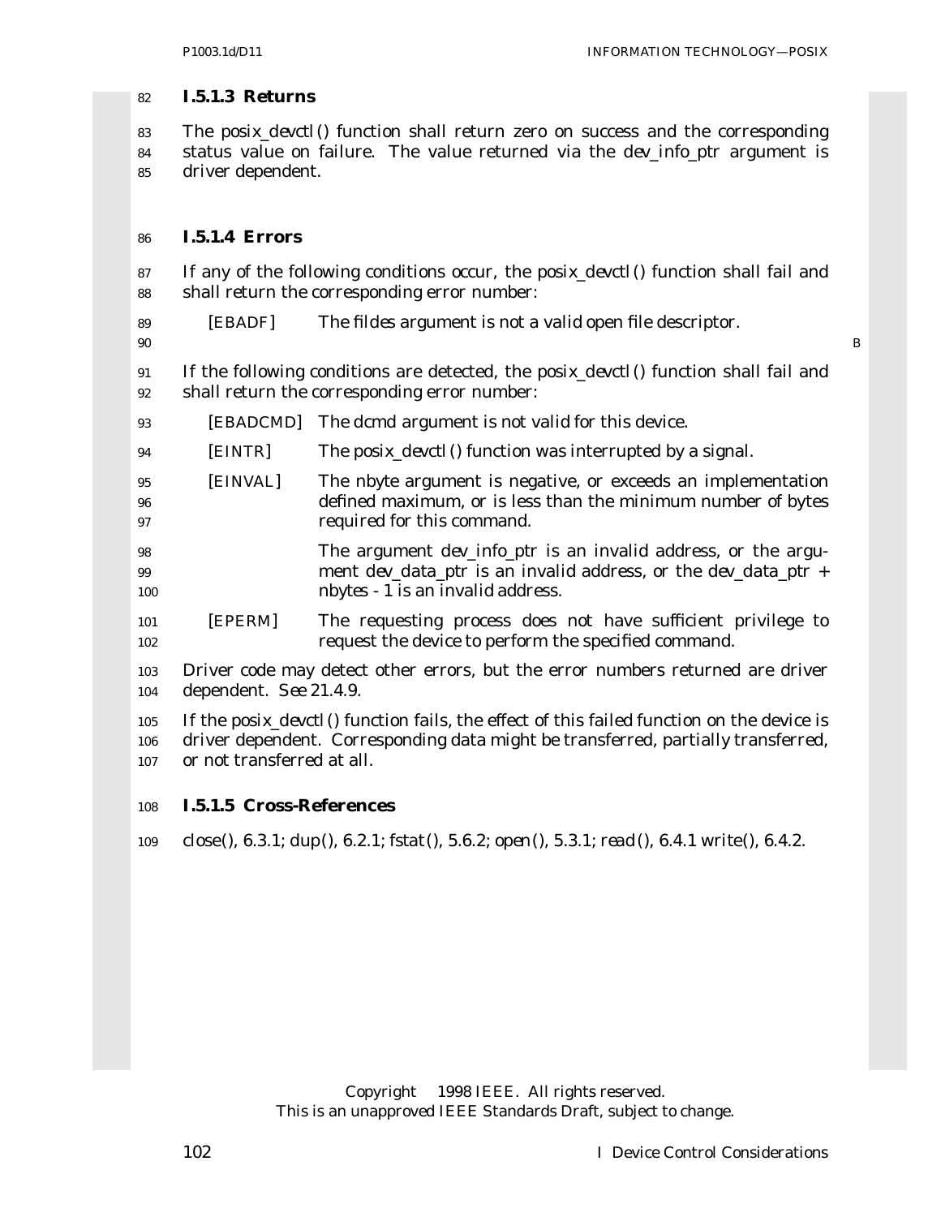### I.5.1.3 Returns

The *posix_devctl*() function shall return zero on success and the corresponding status value on failure. The value returned via the *dev_info_ptr* argument is driver dependent.

### I.5.1.4 Errors

If any of the following conditions occur, the *posix_devctl*() function shall fail and shall return the corresponding error number:

[EBADF] The *fildes* argument is not a valid open file descriptor.

If the following conditions are detected, the *posix_devctl*() function shall fail and shall return the corresponding error number:

[EBADCMD] The *dcmd* argument is not valid for this device.

[EINTR] The *posix_devctl*() function was interrupted by a signal.

[EINVAL] The *nbyte* argument is negative, or exceeds an implementation defined maximum, or is less than the minimum number of bytes required for this command.

The argument *dev_info_ptr* is an invalid address, or the argument *dev_data_ptr* is an invalid address, or the *dev_data_ptr* + *nbytes* - 1 is an invalid address.

[EPERM] The requesting process does not have sufficient privilege to request the device to perform the specified command.

Driver code may detect other errors, but the error numbers returned are driver dependent. See 21.4.9.

If the *posix_devctl*() function fails, the effect of this failed function on the device is driver dependent. Corresponding data might be transferred, partially transferred, or not transferred at all.

### I.5.1.5 Cross-References

*close*(), 6.3.1; *dup*(), 6.2.1; *fstat*(), 5.6.2; *open*(), 5.3.1; *read*(), 6.4.1 *write*(), 6.4.2.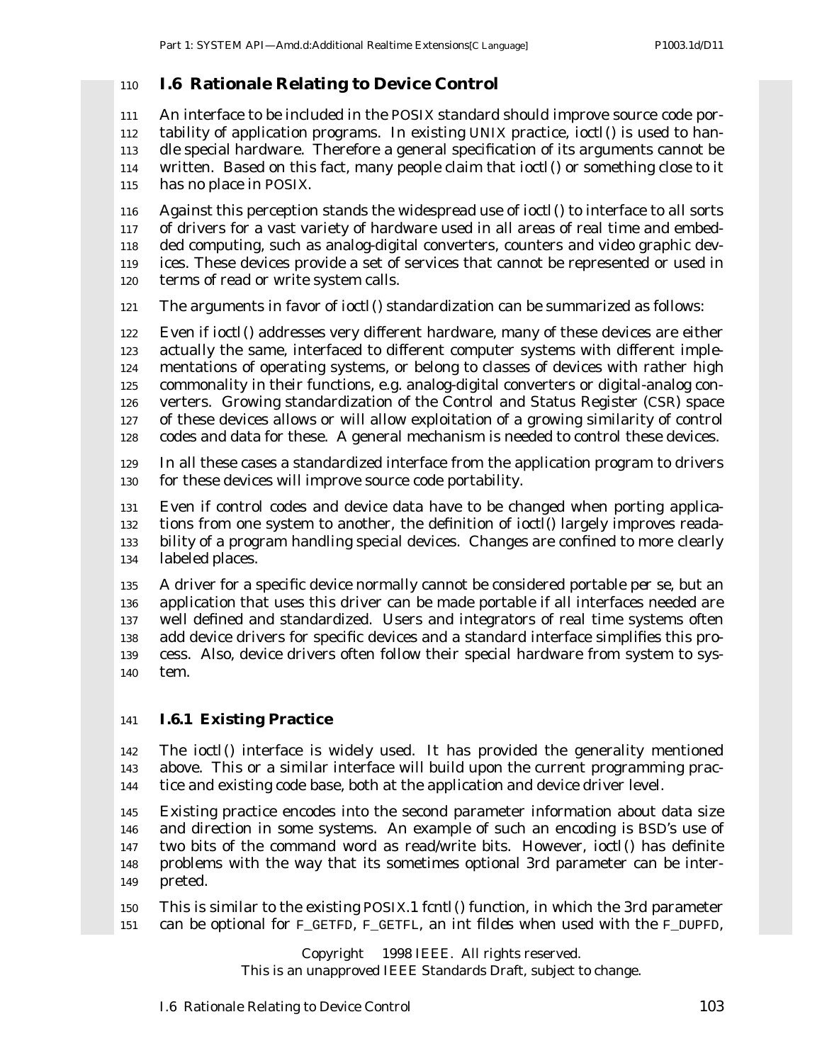## I.6 Rationale Relating to Device Control

An interface to be included in the POSIX standard should improve source code portability of application programs. In existing UNIX practice, *ioctl*() is used to handle special hardware. Therefore a general specification of its arguments cannot be written. Based on this fact, many people claim that *ioctl*() or something close to it has no place in POSIX.

Against this perception stands the widespread use of *ioctl*() to interface to all sorts of drivers for a vast variety of hardware used in all areas of real time and embedded computing, such as analog-digital converters, counters and video graphic devices. These devices provide a set of services that cannot be represented or used in terms of read or write system calls.

The arguments in favor of *ioctl*() standardization can be summarized as follows:

Even if *ioctl*() addresses very different hardware, many of these devices are either actually the same, interfaced to different computer systems with different implementations of operating systems, or belong to classes of devices with rather high commonality in their functions, e.g. analog-digital converters or digital-analog converters. Growing standardization of the Control and Status Register (CSR) space of these devices allows or will allow exploitation of a growing similarity of control codes and data for these. A general mechanism is needed to control these devices.

In all these cases a standardized interface from the application program to drivers for these devices will improve source code portability.

Even if control codes and device data have to be changed when porting applications from one system to another, the definition of *ioctl*() largely improves readability of a program handling special devices. Changes are confined to more clearly labeled places.

A driver for a specific device normally cannot be considered portable per se, but an application that uses this driver can be made portable if all interfaces needed are well defined and standardized. Users and integrators of real time systems often add device drivers for specific devices and a standard interface simplifies this process. Also, device drivers often follow their special hardware from system to system.

### I.6.1 Existing Practice

The *ioctl*() interface is widely used. It has provided the generality mentioned above. This or a similar interface will build upon the current programming practice and existing code base, both at the application and device driver level.

Existing practice encodes into the second parameter information about data size and direction in some systems. An example of such an encoding is BSD's use of two bits of the command word as read/write bits. However, *ioctl*() has definite problems with the way that its sometimes optional 3rd parameter can be interpreted.

This is similar to the existing POSIX.1 *fcntl*() function, in which the 3rd parameter can be optional for F_GETFD, F_GETFL, an int *fildes* when used with the F_DUPFD,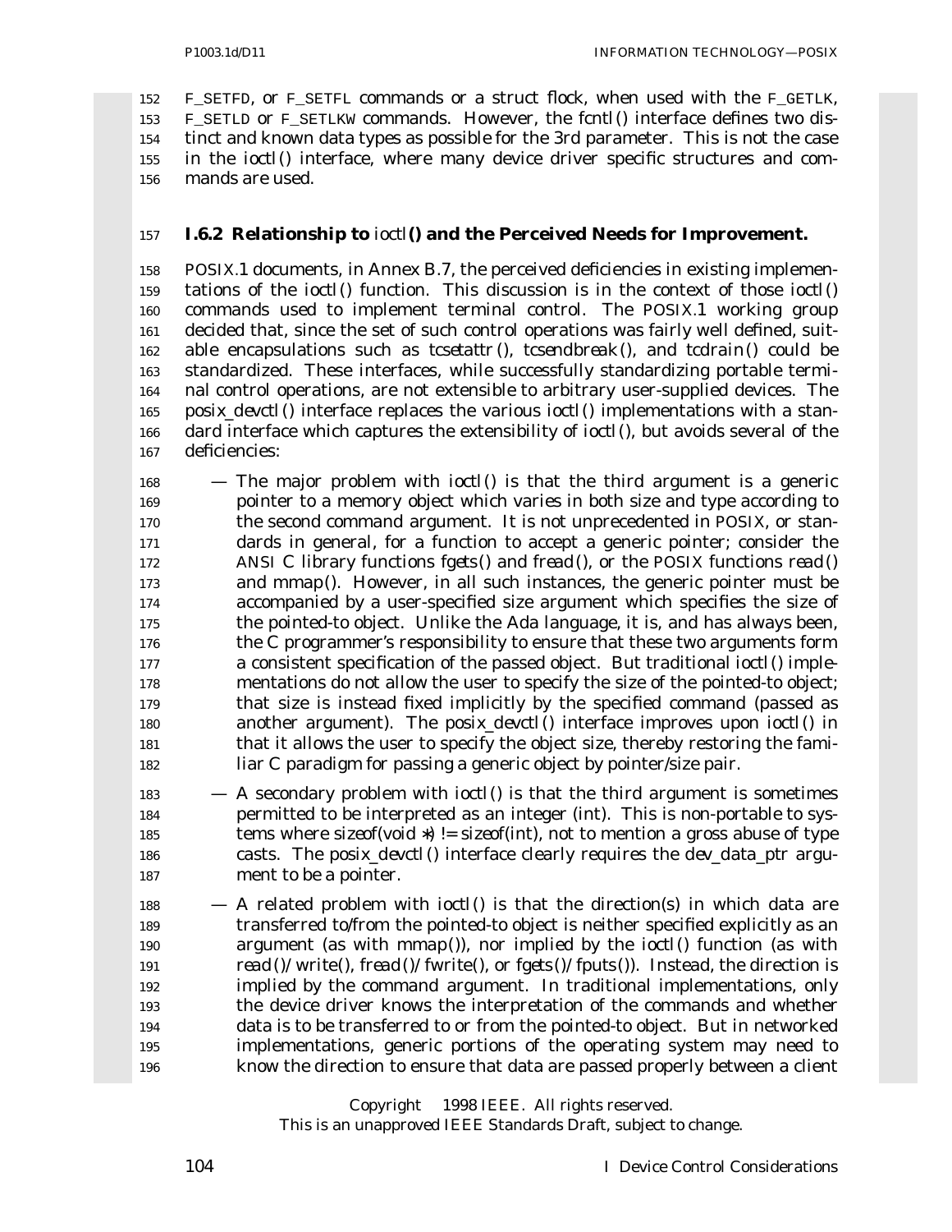F_SETFD, or F_SETFL commands or a struct flock, when used with the F_GETLK, F_SETLD or F_SETLKW commands. However, the *fcntl*() interface defines two distinct and known data types as possible for the 3rd parameter. This is not the case in the *ioctl*() interface, where many device driver specific structures and commands are used.

### I.6.2 Relationship to *ioctl*() and the Perceived Needs for Improvement.

POSIX.1 documents, in Annex B.7, the perceived deficiencies in existing implementations of the *ioctl*() function. This discussion is in the context of those *ioctl*() commands used to implement terminal control. The POSIX.1 working group decided that, since the set of such control operations was fairly well defined, suitable encapsulations such as *tcsetattr*(), *tcsendbreak*(), and *tcdrain*() could be standardized. These interfaces, while successfully standardizing portable terminal control operations, are not extensible to arbitrary user-supplied devices. The *posix_devctl*() interface replaces the various *ioctl*() implementations with a standard interface which captures the extensibility of *ioctl*(), but avoids several of the deficiencies:

— The major problem with *ioctl*() is that the third argument is a generic pointer to a memory object which varies in both size and type according to the second command argument. It is not unprecedented in POSIX, or standards in general, for a function to accept a generic pointer; consider the ANSI C library functions *fgets*() and *fread*(), or the POSIX functions *read*() and *mmap*(). However, in all such instances, the generic pointer must be accompanied by a user-specified size argument which specifies the size of the pointed-to object. Unlike the Ada language, it is, and has always been, the C programmer's responsibility to ensure that these two arguments form a consistent specification of the passed object. But traditional *ioctl*() implementations do not allow the user to specify the size of the pointed-to object; that size is instead fixed implicitly by the specified command (passed as another argument). The *posix_devctl*() interface improves upon *ioctl*() in that it allows the user to specify the object size, thereby restoring the familiar C paradigm for passing a generic object by pointer/size pair.

— A secondary problem with *ioctl*() is that the third argument is sometimes permitted to be interpreted as an integer (int). This is non-portable to systems where *sizeof(void *) != sizeof(int)*, not to mention a gross abuse of type casts. The *posix_devctl*() interface clearly requires the *dev_data_ptr* argument to be a pointer.

— A related problem with *ioctl*() is that the direction(s) in which data are transferred to/from the pointed-to object is neither specified explicitly as an argument (as with *mmap*()), nor implied by the *ioctl*() function (as with *read*()/*write*(), *fread*()/*fwrite*(), or *fgets*()/*fputs*()). Instead, the direction is implied by the command argument. In traditional implementations, only the device driver knows the interpretation of the commands and whether data is to be transferred to or from the pointed-to object. But in networked implementations, generic portions of the operating system may need to know the direction to ensure that data are passed properly between a client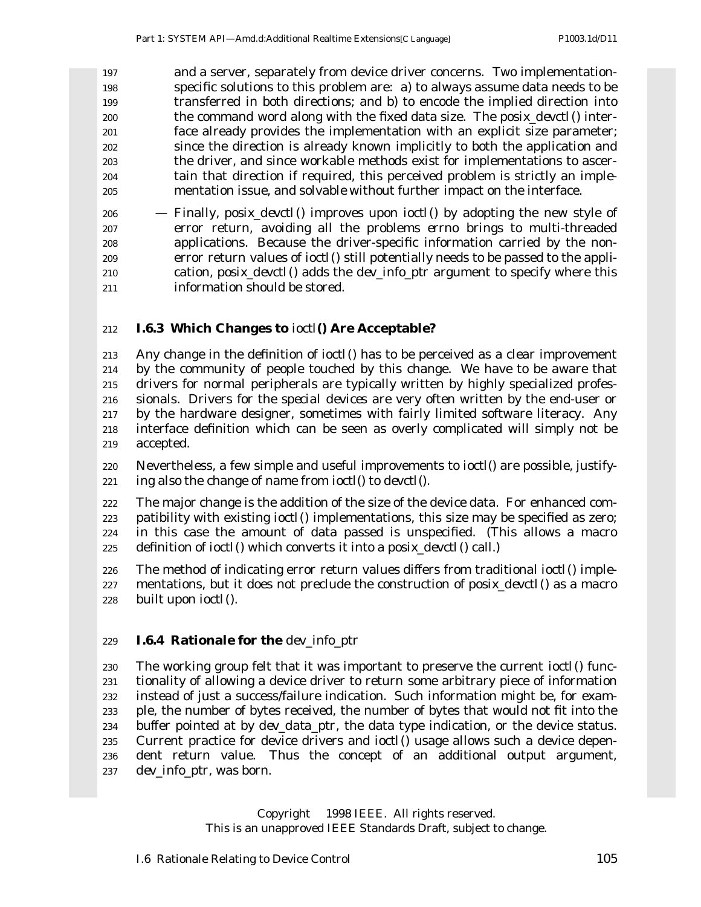and a server, separately from device driver concerns. Two implementation-specific solutions to this problem are: a) to always assume data needs to be transferred in both directions; and b) to encode the implied direction into the command word along with the fixed data size. The *posix_devctl*() interface already provides the implementation with an explicit size parameter; since the direction is already known implicitly to both the application and the driver, and since workable methods exist for implementations to ascertain that direction if required, this perceived problem is strictly an implementation issue, and solvable without further impact on the interface.

— Finally, *posix_devctl*() improves upon *ioctl*() by adopting the new style of error return, avoiding all the problems *errno* brings to multi-threaded applications. Because the driver-specific information carried by the non-error return values of *ioctl*() still potentially needs to be passed to the application, *posix_devctl*() adds the *dev_info_ptr* argument to specify where this information should be stored.

### I.6.3 Which Changes to *ioctl*() Are Acceptable?

Any change in the definition of *ioctl*() has to be perceived as a clear improvement by the community of people touched by this change. We have to be aware that drivers for normal peripherals are typically written by highly specialized professionals. Drivers for the *special devices* are very often written by the end-user or by the hardware designer, sometimes with fairly limited software literacy. Any interface definition which can be seen as overly complicated will simply not be accepted.

Nevertheless, a few simple and useful improvements to *ioctl*() are possible, justifying also the change of name from *ioctl*() to *devctl*().

The major change is the addition of the size of the device data. For enhanced compatibility with existing *ioctl*() implementations, this size may be specified as zero; in this case the amount of data passed is unspecified. (This allows a macro definition of *ioctl*() which converts it into a *posix_devctl*() call.)

The method of indicating error return values differs from traditional *ioctl*() implementations, but it does not preclude the construction of *posix_devctl*() as a macro built upon *ioctl*().

### I.6.4 Rationale for the *dev_info_ptr*

The working group felt that it was important to preserve the current *ioctl*() functionality of allowing a device driver to return some arbitrary piece of information instead of just a success/failure indication. Such information might be, for example, the number of bytes received, the number of bytes that would not fit into the buffer pointed at by *dev_data_ptr*, the data type indication, or the device status. Current practice for device drivers and *ioctl*() usage allows such a device dependent return value. Thus the concept of an additional output argument, *dev_info_ptr*, was born.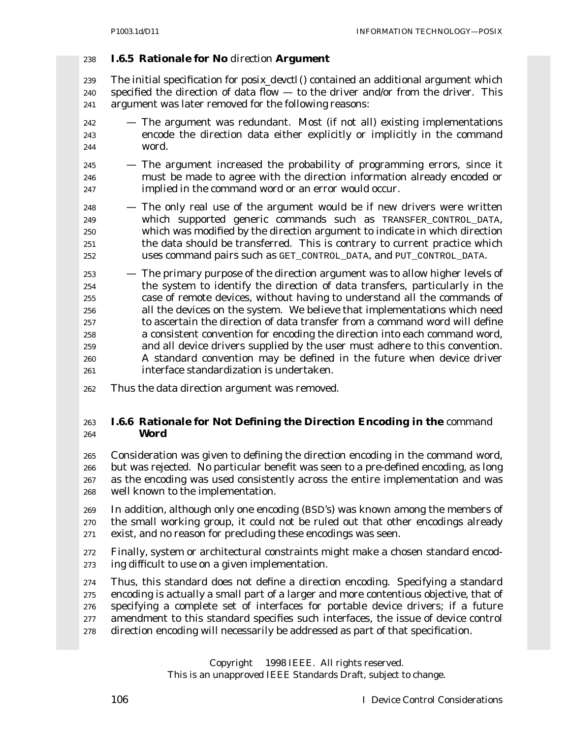### I.6.5 Rationale for No *direction* Argument

The initial specification for *posix_devctl*() contained an additional argument which specified the direction of data flow — to the driver and/or from the driver. This argument was later removed for the following reasons:

- The argument was redundant. Most (if not all) existing implementations encode the direction data either explicitly or implicitly in the command word.
- The argument increased the probability of programming errors, since it must be made to agree with the direction information already encoded or implied in the command word or an error would occur.
- The only real use of the argument would be if new drivers were written which supported generic commands such as `TRANSFER_CONTROL_DATA`, which was modified by the direction argument to indicate in which direction the data should be transferred. This is contrary to current practice which uses command pairs such as `GET_CONTROL_DATA`, and `PUT_CONTROL_DATA`.
- The primary purpose of the direction argument was to allow higher levels of the system to identify the direction of data transfers, particularly in the case of remote devices, without having to understand all the commands of all the devices on the system. We believe that implementations which need to ascertain the direction of data transfer from a command word will define a consistent convention for encoding the direction into each command word, and all device drivers supplied by the user must adhere to this convention. A standard convention may be defined in the future when device driver interface standardization is undertaken.

Thus the data direction argument was removed.

### I.6.6 Rationale for Not Defining the Direction Encoding in the *command* Word

Consideration was given to defining the direction encoding in the command word, but was rejected. No particular benefit was seen to a pre-defined encoding, as long as the encoding was used consistently across the entire implementation and was well known to the implementation.

In addition, although only one encoding (BSD's) was known among the members of the small working group, it could not be ruled out that other encodings already exist, and no reason for precluding these encodings was seen.

Finally, system or architectural constraints might make a chosen standard encoding difficult to use on a given implementation.

Thus, this standard does not define a direction encoding. Specifying a standard encoding is actually a small part of a larger and more contentious objective, that of specifying a complete set of interfaces for portable device drivers; if a future amendment to this standard specifies such interfaces, the issue of device control direction encoding will necessarily be addressed as part of that specification.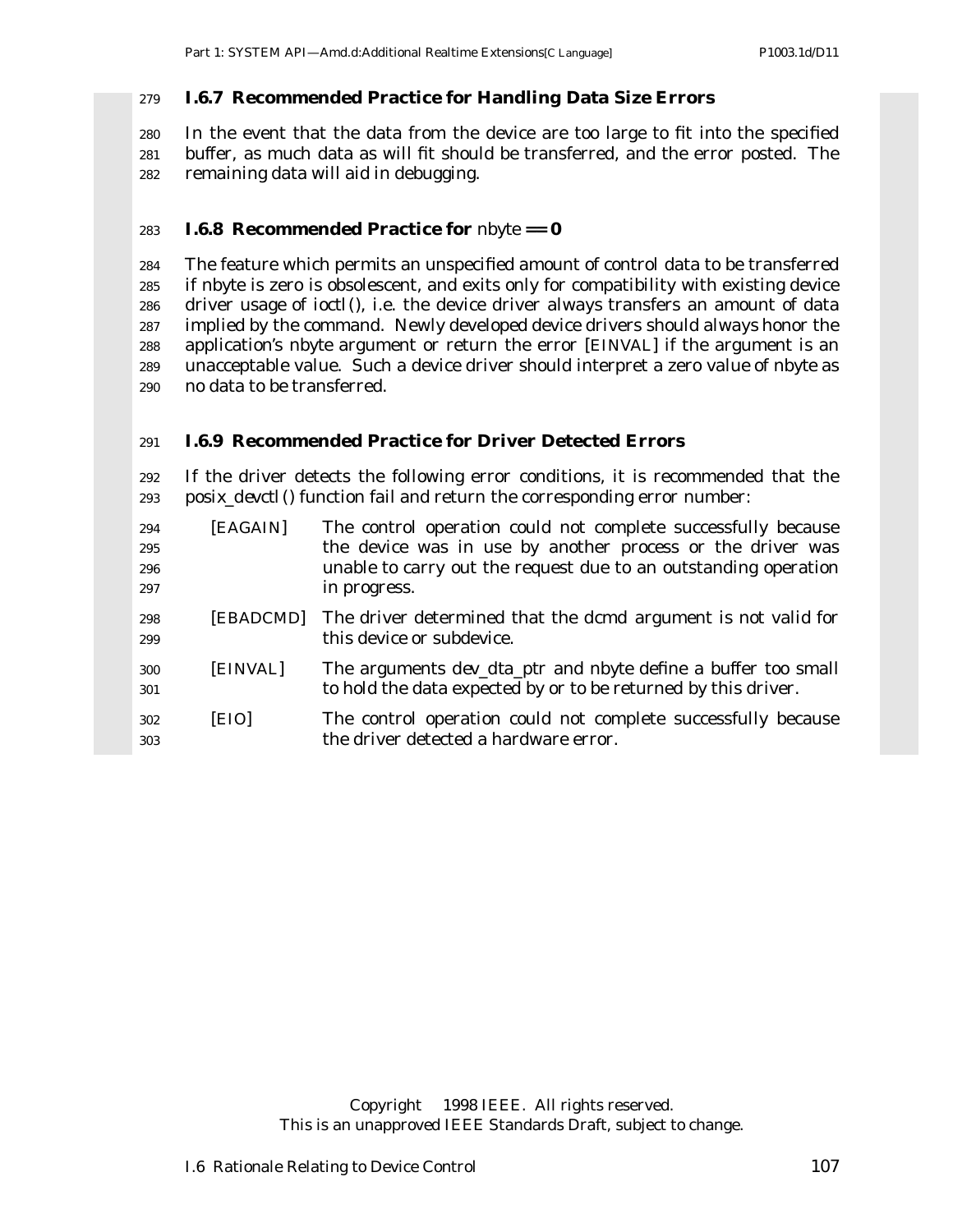### I.6.7 Recommended Practice for Handling Data Size Errors

In the event that the data from the device are too large to fit into the specified buffer, as much data as will fit should be transferred, and the error posted. The remaining data will aid in debugging.

### I.6.8 Recommended Practice for *nbyte* == 0

The feature which permits an unspecified amount of control data to be transferred if *nbyte* is zero is obsolescent, and exits only for compatibility with existing device driver usage of *ioctl*(), i.e. the device driver always transfers an amount of data implied by the command. Newly developed device drivers should always honor the application's *nbyte* argument or return the error [EINVAL] if the argument is an unacceptable value. Such a device driver should interpret a zero value of *nbyte* as no data to be transferred.

### I.6.9 Recommended Practice for Driver Detected Errors

If the driver detects the following error conditions, it is recommended that the *posix_devctl*() function fail and return the corresponding error number:

[EAGAIN] The control operation could not complete successfully because the device was in use by another process or the driver was unable to carry out the request due to an outstanding operation in progress.

[EBADCMD] The driver determined that the *dcmd* argument is not valid for this device or subdevice.

[EINVAL] The arguments *dev_dta_ptr* and *nbyte* define a buffer too small to hold the data expected by or to be returned by this driver.

[EIO] The control operation could not complete successfully because the driver detected a hardware error.